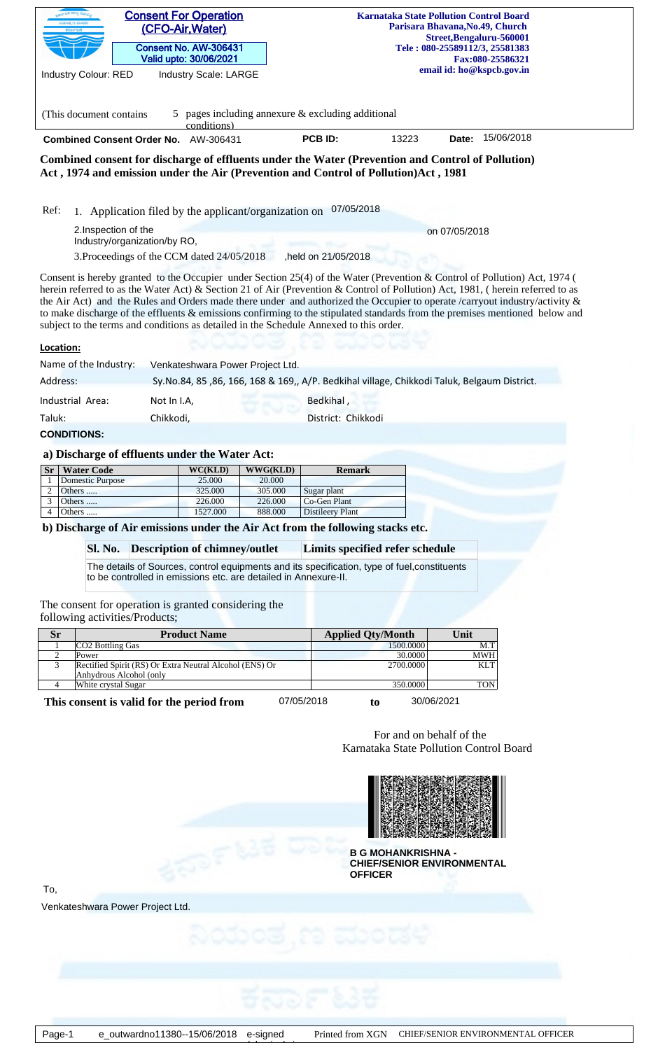**Consent For Operation (CFO-Air,Water)**

**Consent No. AW-306431**
**Valid upto: 30/06/2021**

Industry Colour: RED　　Industry Scale: LARGE

**Karnataka State Pollution Control Board**
**Parisara Bhavana,No.49, Church Street,Bengaluru-560001**
**Tele : 080-25589112/3, 25581383**
**Fax:080-25586321**
**email id: ho@kspcb.gov.in**

(This document contains 5 pages including annexure & excluding additional conditions)

**Combined Consent Order No.** AW-306431　　**PCB ID:** 13223　　**Date:** 15/06/2018

**Combined consent for discharge of effluents under the Water (Prevention and Control of Pollution) Act , 1974 and emission under the Air (Prevention and Control of Pollution)Act , 1981**

Ref:
1. Application filed by the applicant/organization on 07/05/2018
2. Inspection of the Industry/organization/by RO, on 07/05/2018
3. Proceedings of the CCM dated 24/05/2018 ,held on 21/05/2018

Consent is hereby granted to the Occupier under Section 25(4) of the Water (Prevention & Control of Pollution) Act, 1974 ( herein referred to as the Water Act) & Section 21 of Air (Prevention & Control of Pollution) Act, 1981, ( herein referred to as the Air Act) and the Rules and Orders made there under and authorized the Occupier to operate /carryout industry/activity & to make discharge of the effluents & emissions confirming to the stipulated standards from the premises mentioned below and subject to the terms and conditions as detailed in the Schedule Annexed to this order.

**Location:**

| | | |
|---|---|---|
| Name of the Industry: | Venkateshwara Power Project Ltd. | |
| Address: | Sy.No.84, 85 ,86, 166, 168 & 169,, A/P. Bedkihal village, Chikkodi Taluk, Belgaum District. | |
| Industrial Area: | Not In I.A, | Bedkihal , |
| Taluk: | Chikkodi, | District: Chikkodi |

**CONDITIONS:**

**a) Discharge of effluents under the Water Act:**

| Sr | Water Code | WC(KLD) | WWG(KLD) | Remark |
|---|---|---|---|---|
| 1 | Domestic Purpose | 25.000 | 20.000 | |
| 2 | Others ..... | 325.000 | 305.000 | Sugar plant |
| 3 | Others ..... | 226.000 | 226.000 | Co-Gen Plant |
| 4 | Others ..... | 1527.000 | 888.000 | Distileery Plant |

**b) Discharge of Air emissions under the Air Act from the following stacks etc.**

| Sl. No. | Description of chimney/outlet | Limits specified refer schedule |
|---|---|---|
| The details of Sources, control equipments and its specification, type of fuel,constituents to be controlled in emissions etc. are detailed in Annexure-II. | | |

The consent for operation is granted considering the following activities/Products;

| Sr | Product Name | Applied Qty/Month | Unit |
|---|---|---|---|
| 1 | CO2 Bottling Gas | 1500.0000 | M.T |
| 2 | Power | 30.0000 | MWH |
| 3 | Rectified Spirit (RS) Or Extra Neutral Alcohol (ENS) Or Anhydrous Alcohol (only | 2700.0000 | KLT |
| 4 | White crystal Sugar | 350.0000 | TON |

**This consent is valid for the period from** 07/05/2018 **to** 30/06/2021

For and on behalf of the
Karnataka State Pollution Control Board

**B G MOHANKRISHNA - CHIEF/SENIOR ENVIRONMENTAL OFFICER**

To,

Venkateshwara Power Project Ltd.

e_outwardno11380--15/06/2018　e-signed　Printed from XGN　CHIEF/SENIOR ENVIRONMENTAL OFFICER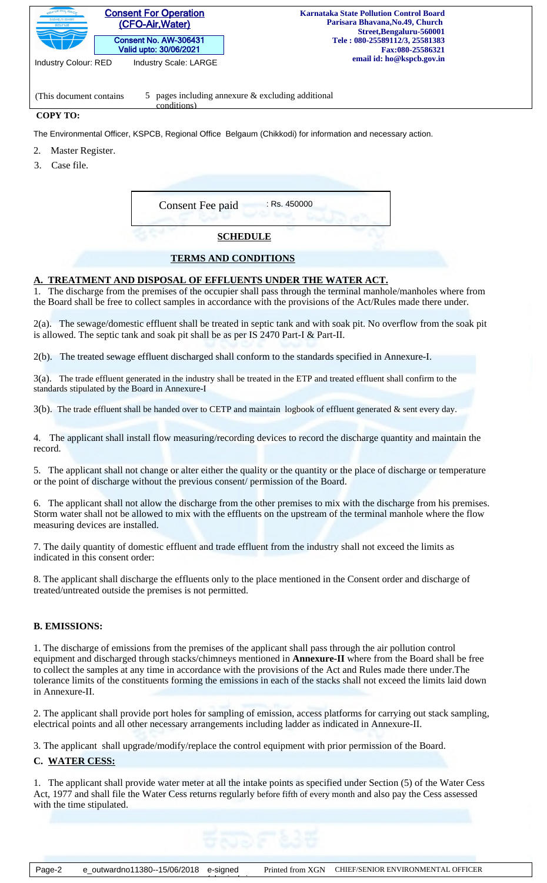**Consent For Operation (CFO-Air,Water)**

Consent No. AW-306431
Valid upto: 30/06/2021

Industry Colour: RED    Industry Scale: LARGE

**Karnataka State Pollution Control Board**
**Parisara Bhavana,No.49, Church Street,Bengaluru-560001**
**Tele : 080-25589112/3, 25581383**
**Fax:080-25586321**
**email id: ho@kspcb.gov.in**

(This document contains 5 pages including annexure & excluding additional conditions)

**COPY TO:**

The Environmental Officer, KSPCB, Regional Office Belgaum (Chikkodi) for information and necessary action.

2. Master Register.
3. Case file.

| Consent Fee paid | : Rs. 450000 |
|---|---|

## SCHEDULE

### TERMS AND CONDITIONS

### A. TREATMENT AND DISPOSAL OF EFFLUENTS UNDER THE WATER ACT.

1. The discharge from the premises of the occupier shall pass through the terminal manhole/manholes where from the Board shall be free to collect samples in accordance with the provisions of the Act/Rules made there under.

2(a). The sewage/domestic effluent shall be treated in septic tank and with soak pit. No overflow from the soak pit is allowed. The septic tank and soak pit shall be as per IS 2470 Part-I & Part-II.

2(b). The treated sewage effluent discharged shall conform to the standards specified in Annexure-I.

3(a). The trade effluent generated in the industry shall be treated in the ETP and treated effluent shall confirm to the standards stipulated by the Board in Annexure-I

3(b). The trade effluent shall be handed over to CETP and maintain logbook of effluent generated & sent every day.

4. The applicant shall install flow measuring/recording devices to record the discharge quantity and maintain the record.

5. The applicant shall not change or alter either the quality or the quantity or the place of discharge or temperature or the point of discharge without the previous consent/ permission of the Board.

6. The applicant shall not allow the discharge from the other premises to mix with the discharge from his premises. Storm water shall not be allowed to mix with the effluents on the upstream of the terminal manhole where the flow measuring devices are installed.

7. The daily quantity of domestic effluent and trade effluent from the industry shall not exceed the limits as indicated in this consent order:

8. The applicant shall discharge the effluents only to the place mentioned in the Consent order and discharge of treated/untreated outside the premises is not permitted.

### B. EMISSIONS:

1. The discharge of emissions from the premises of the applicant shall pass through the air pollution control equipment and discharged through stacks/chimneys mentioned in **Annexure-II** where from the Board shall be free to collect the samples at any time in accordance with the provisions of the Act and Rules made there under.The tolerance limits of the constituents forming the emissions in each of the stacks shall not exceed the limits laid down in Annexure-II.

2. The applicant shall provide port holes for sampling of emission, access platforms for carrying out stack sampling, electrical points and all other necessary arrangements including ladder as indicated in Annexure-II.

3. The applicant shall upgrade/modify/replace the control equipment with prior permission of the Board.

### C. WATER CESS:

1. The applicant shall provide water meter at all the intake points as specified under Section (5) of the Water Cess Act, 1977 and shall file the Water Cess returns regularly before fifth of every month and also pay the Cess assessed with the time stipulated.

e_outwardno11380--15/06/2018 e-signed    Printed from XGN    CHIEF/SENIOR ENVIRONMENTAL OFFICER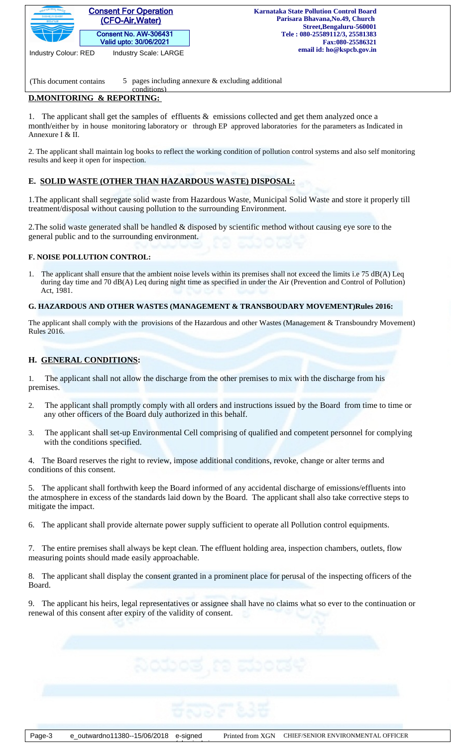## D.MONITORING & REPORTING:

1. The applicant shall get the samples of effluents & emissions collected and get them analyzed once a month/either by in house monitoring laboratory or through EP approved laboratories for the parameters as Indicated in Annexure I & II.

2. The applicant shall maintain log books to reflect the working condition of pollution control systems and also self monitoring results and keep it open for inspection.

## E. SOLID WASTE (OTHER THAN HAZARDOUS WASTE) DISPOSAL:

1.The applicant shall segregate solid waste from Hazardous Waste, Municipal Solid Waste and store it properly till treatment/disposal without causing pollution to the surrounding Environment.

2.The solid waste generated shall be handled & disposed by scientific method without causing eye sore to the general public and to the surrounding environment.

### F. NOISE POLLUTION CONTROL:

1. The applicant shall ensure that the ambient noise levels within its premises shall not exceed the limits i.e 75 dB(A) Leq during day time and 70 dB(A) Leq during night time as specified in under the Air (Prevention and Control of Pollution) Act, 1981.

### G. HAZARDOUS AND OTHER WASTES (MANAGEMENT & TRANSBOUDARY MOVEMENT)Rules 2016:

The applicant shall comply with the provisions of the Hazardous and other Wastes (Management & Transboundry Movement) Rules 2016.

## H. GENERAL CONDITIONS:

1. The applicant shall not allow the discharge from the other premises to mix with the discharge from his premises.

2. The applicant shall promptly comply with all orders and instructions issued by the Board from time to time or any other officers of the Board duly authorized in this behalf.

3. The applicant shall set-up Environmental Cell comprising of qualified and competent personnel for complying with the conditions specified.

4. The Board reserves the right to review, impose additional conditions, revoke, change or alter terms and conditions of this consent.

5. The applicant shall forthwith keep the Board informed of any accidental discharge of emissions/effluents into the atmosphere in excess of the standards laid down by the Board. The applicant shall also take corrective steps to mitigate the impact.

6. The applicant shall provide alternate power supply sufficient to operate all Pollution control equipments.

7. The entire premises shall always be kept clean. The effluent holding area, inspection chambers, outlets, flow measuring points should made easily approachable.

8. The applicant shall display the consent granted in a prominent place for perusal of the inspecting officers of the Board.

9. The applicant his heirs, legal representatives or assignee shall have no claims what so ever to the continuation or renewal of this consent after expiry of the validity of consent.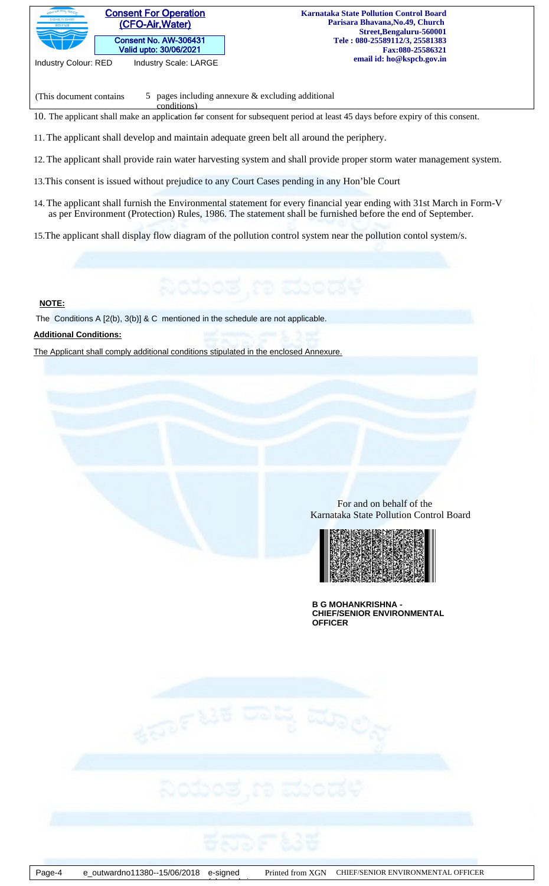10. The applicant shall make an application for consent for subsequent period at least 45 days before expiry of this consent.

11. The applicant shall develop and maintain adequate green belt all around the periphery.

12. The applicant shall provide rain water harvesting system and shall provide proper storm water management system.

13. This consent is issued without prejudice to any Court Cases pending in any Hon'ble Court

14. The applicant shall furnish the Environmental statement for every financial year ending with 31st March in Form-V as per Environment (Protection) Rules, 1986. The statement shall be furnished before the end of September.

15. The applicant shall display flow diagram of the pollution control system near the pollution contol system/s.

**NOTE:**

The Conditions A [2(b), 3(b)] & C mentioned in the schedule are not applicable.

**Additional Conditions:**

The Applicant shall comply additional conditions stipulated in the enclosed Annexure.

For and on behalf of the
Karnataka State Pollution Control Board

**B G MOHANKRISHNA - CHIEF/SENIOR ENVIRONMENTAL OFFICER**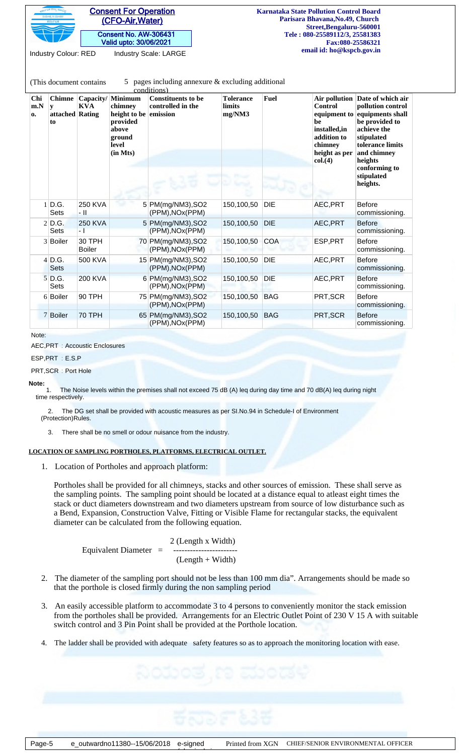**Consent For Operation (CFO-Air,Water)**

**Consent No. AW-306431**
**Valid upto: 30/06/2021**

Industry Colour: RED Industry Scale: LARGE

**Karnataka State Pollution Control Board**
**Parisara Bhavana,No.49, Church Street,Bengaluru-560001**
**Tele : 080-25589112/3, 25581383**
**Fax:080-25586321**
**email id: ho@kspcb.gov.in**

(This document contains 5 pages including annexure & excluding additional conditions)

| Chim.No. | Chimney attached to | Capacity/ KVA Rating | Minimum chimney height to be provided above ground level (in Mts) | Constituents to be controlled in the emission | Tolerance limits mg/NM3 | Fuel | Air pollution Control equipment to be installed,in addition to chimney height as per col.(4) | Date of which air pollution control equipments shall be provided to achieve the stipulated tolerance limits and chimney heights conforming to stipulated heights. |
|---|---|---|---|---|---|---|---|---|
| 1 | D.G. Sets | 250 KVA - II | 5 | PM(mg/NM3),SO2 (PPM),NOx(PPM) | 150,100,50 | DIE | AEC,PRT | Before commissioning. |
| 2 | D.G. Sets | 250 KVA - I | 5 | PM(mg/NM3),SO2 (PPM),NOx(PPM) | 150,100,50 | DIE | AEC,PRT | Before commissioning. |
| 3 | Boiler | 30 TPH Boiler | 70 | PM(mg/NM3),SO2 (PPM),NOx(PPM) | 150,100,50 | COA | ESP,PRT | Before commissioning. |
| 4 | D.G. Sets | 500 KVA | 15 | PM(mg/NM3),SO2 (PPM),NOx(PPM) | 150,100,50 | DIE | AEC,PRT | Before commissioning. |
| 5 | D.G. Sets | 200 KVA | 6 | PM(mg/NM3),SO2 (PPM),NOx(PPM) | 150,100,50 | DIE | AEC,PRT | Before commissioning. |
| 6 | Boiler | 90 TPH | 75 | PM(mg/NM3),SO2 (PPM),NOx(PPM) | 150,100,50 | BAG | PRT,SCR | Before commissioning. |
| 7 | Boiler | 70 TPH | 65 | PM(mg/NM3),SO2 (PPM),NOx(PPM) | 150,100,50 | BAG | PRT,SCR | Before commissioning. |

Note:

AEC,PRT : Accoustic Enclosures

ESP,PRT : E.S.P

PRT,SCR : Port Hole

**Note:**

1. The Noise levels within the premises shall not exceed 75 dB (A) leq during day time and 70 dB(A) leq during night time respectively.
2. The DG set shall be provided with acoustic measures as per Sl.No.94 in Schedule-I of Environment (Protection)Rules.
3. There shall be no smell or odour nuisance from the industry.

**LOCATION OF SAMPLING PORTHOLES, PLATFORMS, ELECTRICAL OUTLET.**

1. Location of Portholes and approach platform:

   Portholes shall be provided for all chimneys, stacks and other sources of emission. These shall serve as the sampling points. The sampling point should be located at a distance equal to atleast eight times the stack or duct diameters downstream and two diameters upstream from source of low disturbance such as a Bend, Expansion, Construction Valve, Fitting or Visible Flame for rectangular stacks, the equivalent diameter can be calculated from the following equation.

   $$\text{Equivalent Diameter} = \frac{2\,(\text{Length x Width})}{(\text{Length + Width})}$$

2. The diameter of the sampling port should not be less than 100 mm dia". Arrangements should be made so that the porthole is closed firmly during the non sampling period
3. An easily accessible platform to accommodate 3 to 4 persons to conveniently monitor the stack emission from the portholes shall be provided. Arrangements for an Electric Outlet Point of 230 V 15 A with suitable switch control and 3 Pin Point shall be provided at the Porthole location.
4. The ladder shall be provided with adequate safety features so as to approach the monitoring location with ease.

Page-5 e_outwardno11380--15/06/2018 e-signed Printed from XGN CHIEF/SENIOR ENVIRONMENTAL OFFICER